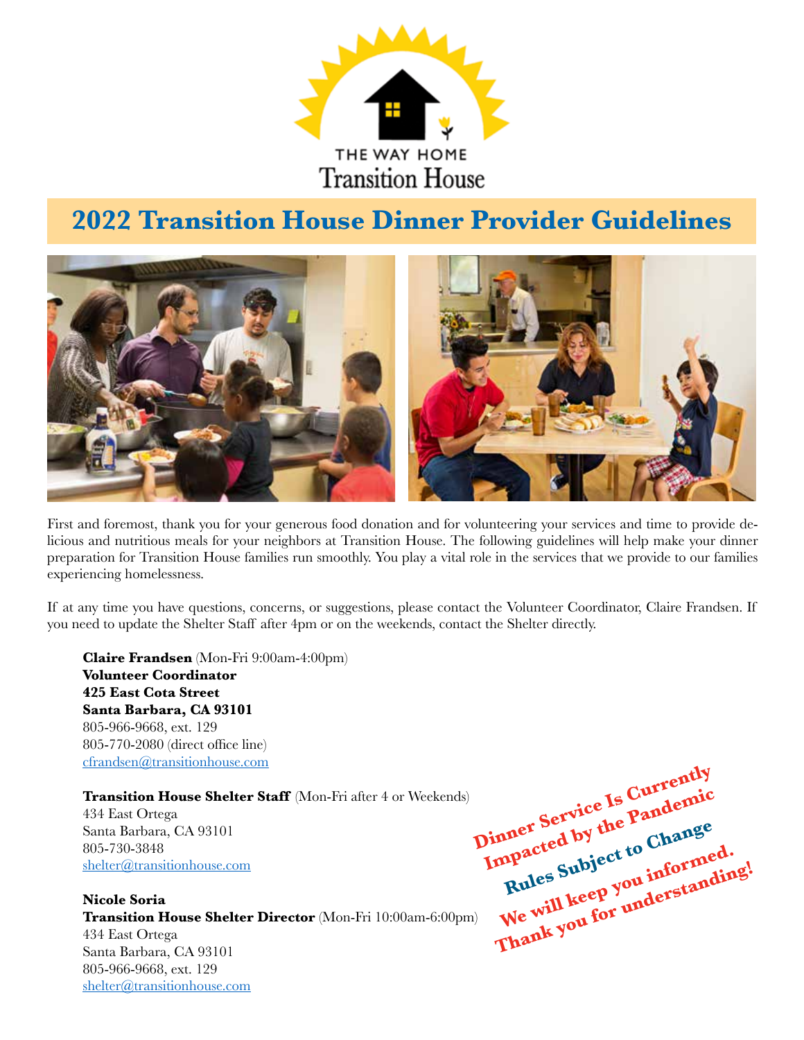THE WAY HOME

Transition House

# 2022 Transition House Dinner Provider Guidelines

First and foremost, thank you for your generous food donation and for volunteering your services and time to provide delicious and nutritious meals for your neighbors at Transition House. The following guidelines will help make your dinner preparation for Transition House families run smoothly. You play a vital role in the services that we provide to our families experiencing homelessness.

If at any time you have questions, concerns, or suggestions, please contact the Volunteer Coordinator, Claire Frandsen. If you need to update the Shelter Staff after 4pm or on the weekends, contact the Shelter directly.

**Claire Frandsen** (Mon-Fri 9:00am-4:00pm)  
**Volunteer Coordinator**  
**425 East Cota Street**  
**Santa Barbara, CA 93101**  
805-966-9668, ext. 129  
805-770-2080 (direct office line)  
cfrandsen@transitionhouse.com

**Transition House Shelter Staff** (Mon-Fri after 4 or Weekends)  
434 East Ortega  
Santa Barbara, CA 93101  
805-730-3848  
shelter@transitionhouse.com

**Nicole Soria**  
**Transition House Shelter Director** (Mon-Fri 10:00am-6:00pm)  
434 East Ortega  
Santa Barbara, CA 93101  
805-966-9668, ext. 129  
shelter@transitionhouse.com

**Dinner Service Is Currently Impacted by the Pandemic**  
**Rules Subject to Change**  
**We will keep you informed.**  
**Thank you for understanding!**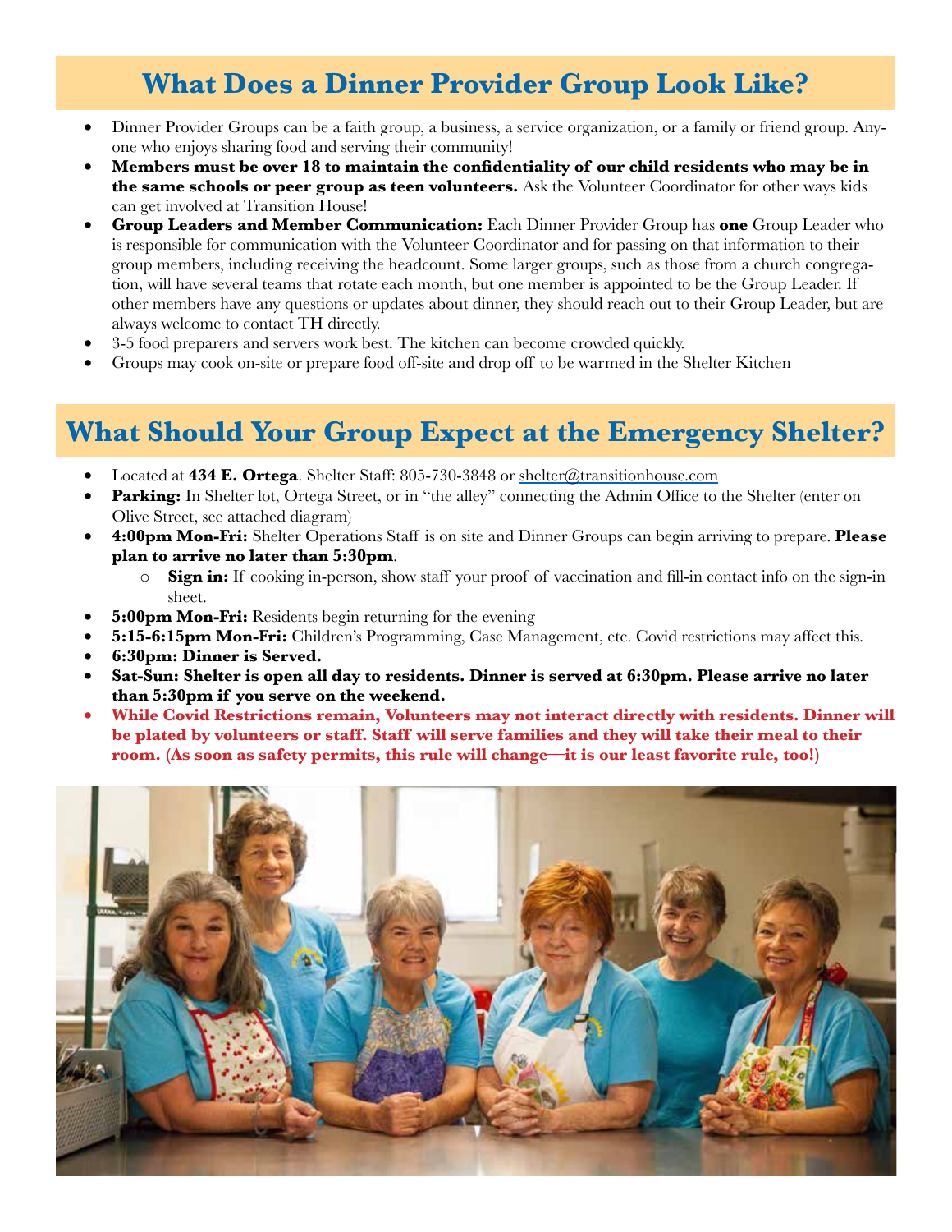## What Does a Dinner Provider Group Look Like?

- Dinner Provider Groups can be a faith group, a business, a service organization, or a family or friend group. Anyone who enjoys sharing food and serving their community!
- **Members must be over 18 to maintain the confidentiality of our child residents who may be in the same schools or peer group as teen volunteers.** Ask the Volunteer Coordinator for other ways kids can get involved at Transition House!
- **Group Leaders and Member Communication:** Each Dinner Provider Group has **one** Group Leader who is responsible for communication with the Volunteer Coordinator and for passing on that information to their group members, including receiving the headcount. Some larger groups, such as those from a church congregation, will have several teams that rotate each month, but one member is appointed to be the Group Leader. If other members have any questions or updates about dinner, they should reach out to their Group Leader, but are always welcome to contact TH directly.
- 3-5 food preparers and servers work best. The kitchen can become crowded quickly.
- Groups may cook on-site or prepare food off-site and drop off to be warmed in the Shelter Kitchen

## What Should Your Group Expect at the Emergency Shelter?

- Located at **434 E. Ortega**. Shelter Staff: 805-730-3848 or shelter@transitionhouse.com
- **Parking:** In Shelter lot, Ortega Street, or in "the alley" connecting the Admin Office to the Shelter (enter on Olive Street, see attached diagram)
- **4:00pm Mon-Fri:** Shelter Operations Staff is on site and Dinner Groups can begin arriving to prepare. **Please plan to arrive no later than 5:30pm**.
  - **Sign in:** If cooking in-person, show staff your proof of vaccination and fill-in contact info on the sign-in sheet.
- **5:00pm Mon-Fri:** Residents begin returning for the evening
- **5:15-6:15pm Mon-Fri:** Children's Programming, Case Management, etc. Covid restrictions may affect this.
- **6:30pm: Dinner is Served.**
- **Sat-Sun: Shelter is open all day to residents. Dinner is served at 6:30pm. Please arrive no later than 5:30pm if you serve on the weekend.**
- **While Covid Restrictions remain, Volunteers may not interact directly with residents. Dinner will be plated by volunteers or staff. Staff will serve families and they will take their meal to their room. (As soon as safety permits, this rule will change—it is our least favorite rule, too!)**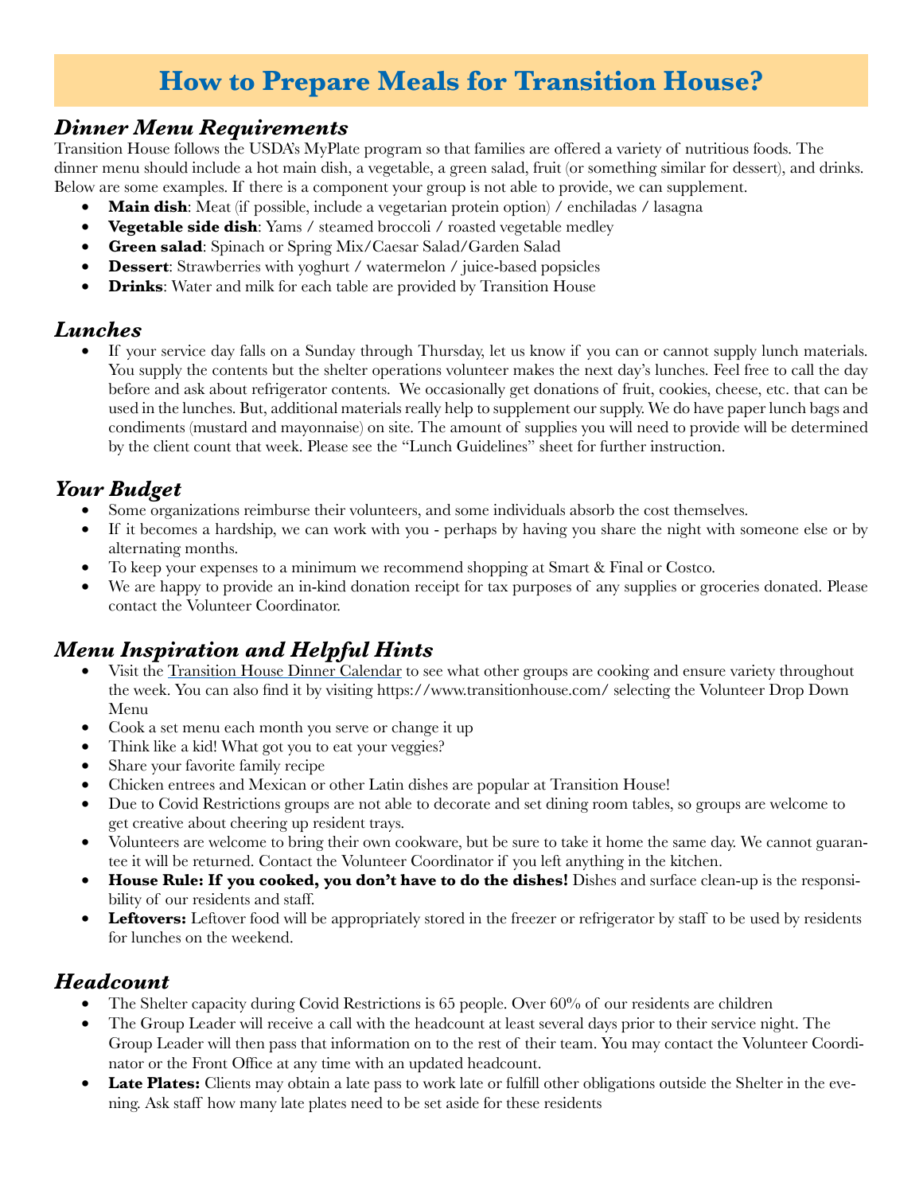# How to Prepare Meals for Transition House?

## *Dinner Menu Requirements*

Transition House follows the USDA's MyPlate program so that families are offered a variety of nutritious foods. The dinner menu should include a hot main dish, a vegetable, a green salad, fruit (or something similar for dessert), and drinks. Below are some examples. If there is a component your group is not able to provide, we can supplement.

- **Main dish**: Meat (if possible, include a vegetarian protein option) / enchiladas / lasagna
- **Vegetable side dish**: Yams / steamed broccoli / roasted vegetable medley
- **Green salad**: Spinach or Spring Mix/Caesar Salad/Garden Salad
- **Dessert**: Strawberries with yoghurt / watermelon / juice-based popsicles
- **Drinks**: Water and milk for each table are provided by Transition House

## *Lunches*

- If your service day falls on a Sunday through Thursday, let us know if you can or cannot supply lunch materials. You supply the contents but the shelter operations volunteer makes the next day's lunches. Feel free to call the day before and ask about refrigerator contents. We occasionally get donations of fruit, cookies, cheese, etc. that can be used in the lunches. But, additional materials really help to supplement our supply. We do have paper lunch bags and condiments (mustard and mayonnaise) on site. The amount of supplies you will need to provide will be determined by the client count that week. Please see the "Lunch Guidelines" sheet for further instruction.

## *Your Budget*

- Some organizations reimburse their volunteers, and some individuals absorb the cost themselves.
- If it becomes a hardship, we can work with you - perhaps by having you share the night with someone else or by alternating months.
- To keep your expenses to a minimum we recommend shopping at Smart & Final or Costco.
- We are happy to provide an in-kind donation receipt for tax purposes of any supplies or groceries donated. Please contact the Volunteer Coordinator.

## *Menu Inspiration and Helpful Hints*

- Visit the Transition House Dinner Calendar to see what other groups are cooking and ensure variety throughout the week. You can also find it by visiting https://www.transitionhouse.com/ selecting the Volunteer Drop Down Menu
- Cook a set menu each month you serve or change it up
- Think like a kid! What got you to eat your veggies?
- Share your favorite family recipe
- Chicken entrees and Mexican or other Latin dishes are popular at Transition House!
- Due to Covid Restrictions groups are not able to decorate and set dining room tables, so groups are welcome to get creative about cheering up resident trays.
- Volunteers are welcome to bring their own cookware, but be sure to take it home the same day. We cannot guarantee it will be returned. Contact the Volunteer Coordinator if you left anything in the kitchen.
- **House Rule: If you cooked, you don't have to do the dishes!** Dishes and surface clean-up is the responsibility of our residents and staff.
- **Leftovers:** Leftover food will be appropriately stored in the freezer or refrigerator by staff to be used by residents for lunches on the weekend.

## *Headcount*

- The Shelter capacity during Covid Restrictions is 65 people. Over 60% of our residents are children
- The Group Leader will receive a call with the headcount at least several days prior to their service night. The Group Leader will then pass that information on to the rest of their team. You may contact the Volunteer Coordinator or the Front Office at any time with an updated headcount.
- **Late Plates:** Clients may obtain a late pass to work late or fulfill other obligations outside the Shelter in the evening. Ask staff how many late plates need to be set aside for these residents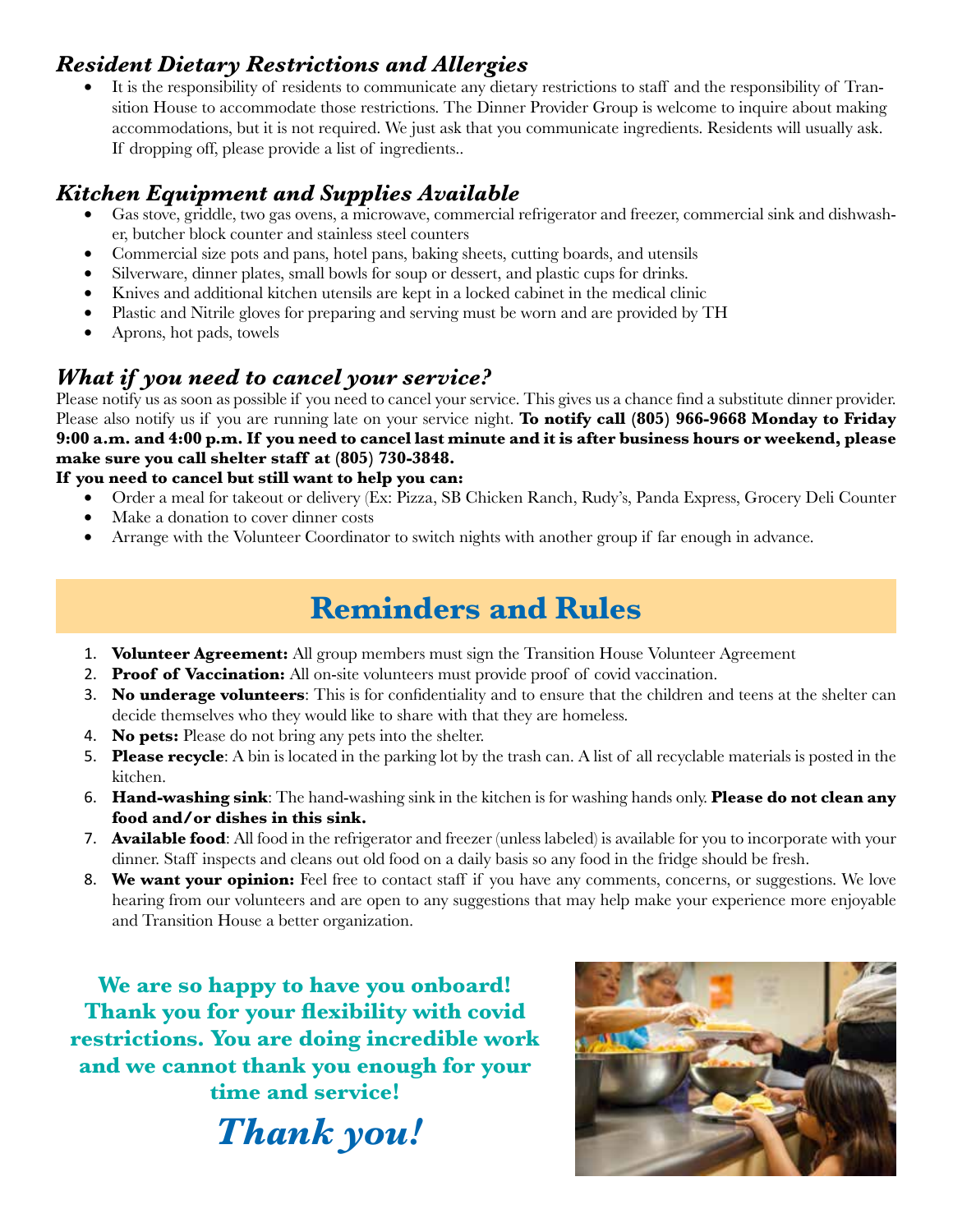## *Resident Dietary Restrictions and Allergies*

- It is the responsibility of residents to communicate any dietary restrictions to staff and the responsibility of Transition House to accommodate those restrictions. The Dinner Provider Group is welcome to inquire about making accommodations, but it is not required. We just ask that you communicate ingredients. Residents will usually ask. If dropping off, please provide a list of ingredients..

## *Kitchen Equipment and Supplies Available*

- Gas stove, griddle, two gas ovens, a microwave, commercial refrigerator and freezer, commercial sink and dishwasher, butcher block counter and stainless steel counters
- Commercial size pots and pans, hotel pans, baking sheets, cutting boards, and utensils
- Silverware, dinner plates, small bowls for soup or dessert, and plastic cups for drinks.
- Knives and additional kitchen utensils are kept in a locked cabinet in the medical clinic
- Plastic and Nitrile gloves for preparing and serving must be worn and are provided by TH
- Aprons, hot pads, towels

## *What if you need to cancel your service?*

Please notify us as soon as possible if you need to cancel your service. This gives us a chance find a substitute dinner provider. Please also notify us if you are running late on your service night. **To notify call (805) 966-9668 Monday to Friday 9:00 a.m. and 4:00 p.m. If you need to cancel last minute and it is after business hours or weekend, please make sure you call shelter staff at (805) 730-3848.**

**If you need to cancel but still want to help you can:**

- Order a meal for takeout or delivery (Ex: Pizza, SB Chicken Ranch, Rudy's, Panda Express, Grocery Deli Counter
- Make a donation to cover dinner costs
- Arrange with the Volunteer Coordinator to switch nights with another group if far enough in advance.

# Reminders and Rules

1. **Volunteer Agreement:** All group members must sign the Transition House Volunteer Agreement
2. **Proof of Vaccination:** All on-site volunteers must provide proof of covid vaccination.
3. **No underage volunteers**: This is for confidentiality and to ensure that the children and teens at the shelter can decide themselves who they would like to share with that they are homeless.
4. **No pets:** Please do not bring any pets into the shelter.
5. **Please recycle**: A bin is located in the parking lot by the trash can. A list of all recyclable materials is posted in the kitchen.
6. **Hand-washing sink**: The hand-washing sink in the kitchen is for washing hands only. **Please do not clean any food and/or dishes in this sink.**
7. **Available food**: All food in the refrigerator and freezer (unless labeled) is available for you to incorporate with your dinner. Staff inspects and cleans out old food on a daily basis so any food in the fridge should be fresh.
8. **We want your opinion:** Feel free to contact staff if you have any comments, concerns, or suggestions. We love hearing from our volunteers and are open to any suggestions that may help make your experience more enjoyable and Transition House a better organization.

**We are so happy to have you onboard! Thank you for your flexibility with covid restrictions. You are doing incredible work and we cannot thank you enough for your time and service!**

***Thank you!***